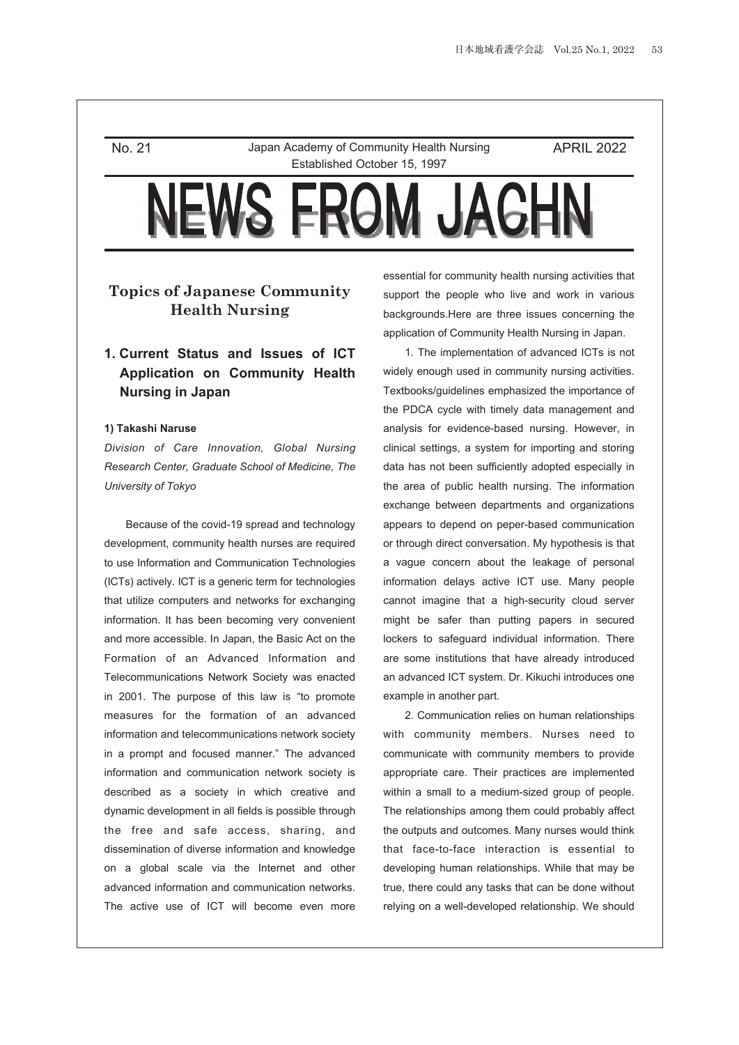No. 21 Japan Academy of Community Health Nursing APRIL 2022
Established October 15, 1997

# NEWS FROM JACHN

## Topics of Japanese Community Health Nursing

### 1. Current Status and Issues of ICT Application on Community Health Nursing in Japan

**1) Takashi Naruse**

*Division of Care Innovation, Global Nursing Research Center, Graduate School of Medicine, The University of Tokyo*

Because of the covid-19 spread and technology development, community health nurses are required to use Information and Communication Technologies (ICTs) actively. ICT is a generic term for technologies that utilize computers and networks for exchanging information. It has been becoming very convenient and more accessible. In Japan, the Basic Act on the Formation of an Advanced Information and Telecommunications Network Society was enacted in 2001. The purpose of this law is "to promote measures for the formation of an advanced information and telecommunications network society in a prompt and focused manner." The advanced information and communication network society is described as a society in which creative and dynamic development in all fields is possible through the free and safe access, sharing, and dissemination of diverse information and knowledge on a global scale via the Internet and other advanced information and communication networks. The active use of ICT will become even more essential for community health nursing activities that support the people who live and work in various backgrounds.Here are three issues concerning the application of Community Health Nursing in Japan.

1. The implementation of advanced ICTs is not widely enough used in community nursing activities. Textbooks/guidelines emphasized the importance of the PDCA cycle with timely data management and analysis for evidence-based nursing. However, in clinical settings, a system for importing and storing data has not been sufficiently adopted especially in the area of public health nursing. The information exchange between departments and organizations appears to depend on peper-based communication or through direct conversation. My hypothesis is that a vague concern about the leakage of personal information delays active ICT use. Many people cannot imagine that a high-security cloud server might be safer than putting papers in secured lockers to safeguard individual information. There are some institutions that have already introduced an advanced ICT system. Dr. Kikuchi introduces one example in another part.

2. Communication relies on human relationships with community members. Nurses need to communicate with community members to provide appropriate care. Their practices are implemented within a small to a medium-sized group of people. The relationships among them could probably affect the outputs and outcomes. Many nurses would think that face-to-face interaction is essential to developing human relationships. While that may be true, there could any tasks that can be done without relying on a well-developed relationship. We should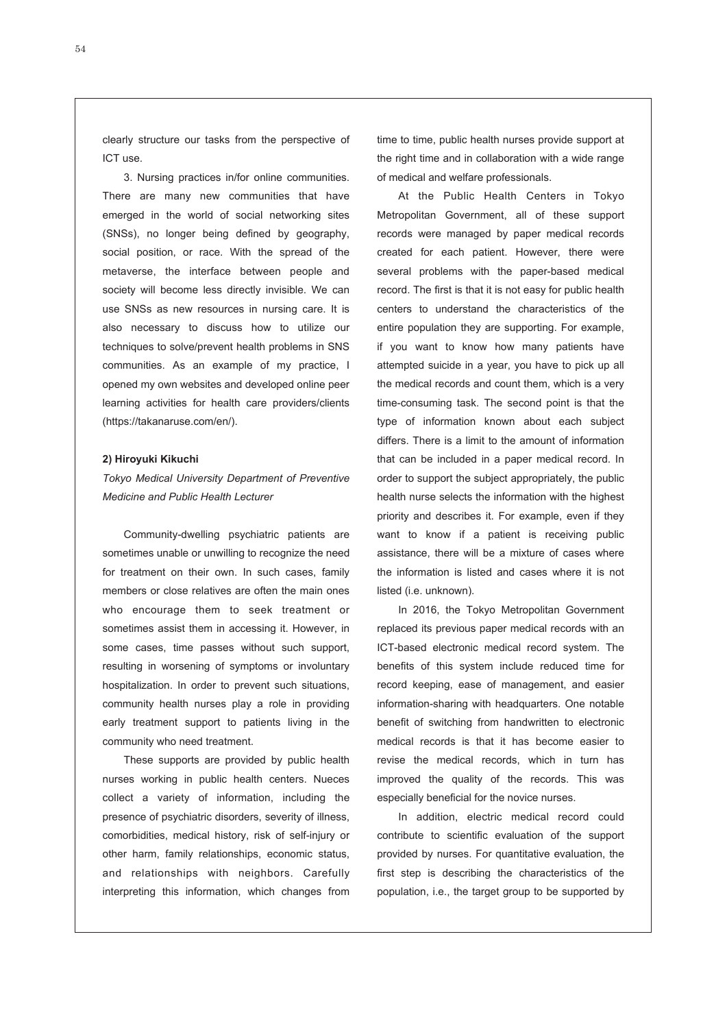clearly structure our tasks from the perspective of ICT use.

3. Nursing practices in/for online communities. There are many new communities that have emerged in the world of social networking sites (SNSs), no longer being defined by geography, social position, or race. With the spread of the metaverse, the interface between people and society will become less directly invisible. We can use SNSs as new resources in nursing care. It is also necessary to discuss how to utilize our techniques to solve/prevent health problems in SNS communities. As an example of my practice, I opened my own websites and developed online peer learning activities for health care providers/clients (https://takanaruse.com/en/).

**2) Hiroyuki Kikuchi**

*Tokyo Medical University Department of Preventive Medicine and Public Health Lecturer*

Community-dwelling psychiatric patients are sometimes unable or unwilling to recognize the need for treatment on their own. In such cases, family members or close relatives are often the main ones who encourage them to seek treatment or sometimes assist them in accessing it. However, in some cases, time passes without such support, resulting in worsening of symptoms or involuntary hospitalization. In order to prevent such situations, community health nurses play a role in providing early treatment support to patients living in the community who need treatment.

These supports are provided by public health nurses working in public health centers. Nueces collect a variety of information, including the presence of psychiatric disorders, severity of illness, comorbidities, medical history, risk of self-injury or other harm, family relationships, economic status, and relationships with neighbors. Carefully interpreting this information, which changes from time to time, public health nurses provide support at the right time and in collaboration with a wide range of medical and welfare professionals.

At the Public Health Centers in Tokyo Metropolitan Government, all of these support records were managed by paper medical records created for each patient. However, there were several problems with the paper-based medical record. The first is that it is not easy for public health centers to understand the characteristics of the entire population they are supporting. For example, if you want to know how many patients have attempted suicide in a year, you have to pick up all the medical records and count them, which is a very time-consuming task. The second point is that the type of information known about each subject differs. There is a limit to the amount of information that can be included in a paper medical record. In order to support the subject appropriately, the public health nurse selects the information with the highest priority and describes it. For example, even if they want to know if a patient is receiving public assistance, there will be a mixture of cases where the information is listed and cases where it is not listed (i.e. unknown).

In 2016, the Tokyo Metropolitan Government replaced its previous paper medical records with an ICT-based electronic medical record system. The benefits of this system include reduced time for record keeping, ease of management, and easier information-sharing with headquarters. One notable benefit of switching from handwritten to electronic medical records is that it has become easier to revise the medical records, which in turn has improved the quality of the records. This was especially beneficial for the novice nurses.

In addition, electric medical record could contribute to scientific evaluation of the support provided by nurses. For quantitative evaluation, the first step is describing the characteristics of the population, i.e., the target group to be supported by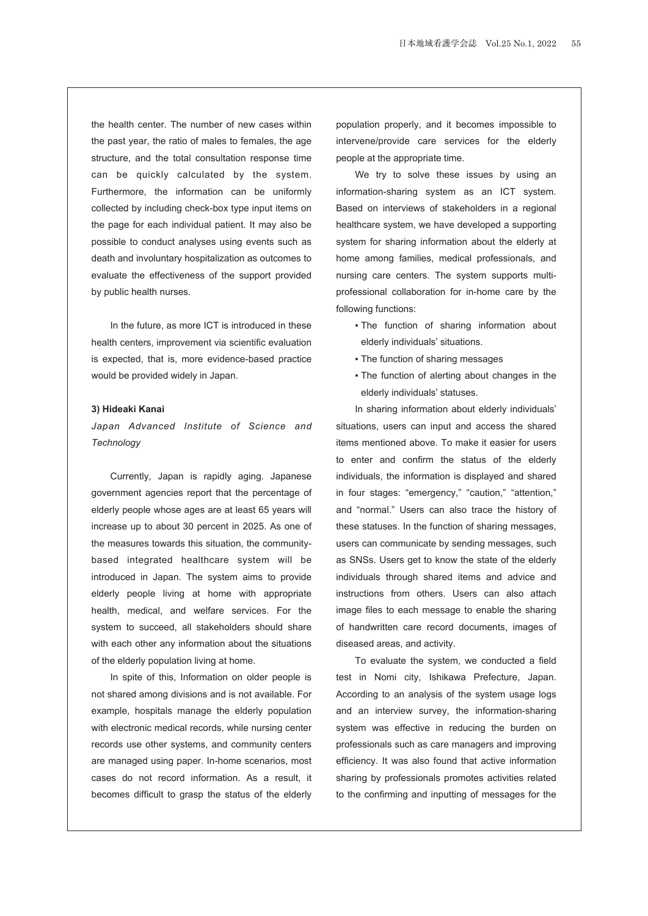the health center. The number of new cases within the past year, the ratio of males to females, the age structure, and the total consultation response time can be quickly calculated by the system. Furthermore, the information can be uniformly collected by including check-box type input items on the page for each individual patient. It may also be possible to conduct analyses using events such as death and involuntary hospitalization as outcomes to evaluate the effectiveness of the support provided by public health nurses.

In the future, as more ICT is introduced in these health centers, improvement via scientific evaluation is expected, that is, more evidence-based practice would be provided widely in Japan.

**3) Hideaki Kanai**

*Japan Advanced Institute of Science and Technology*

Currently, Japan is rapidly aging. Japanese government agencies report that the percentage of elderly people whose ages are at least 65 years will increase up to about 30 percent in 2025. As one of the measures towards this situation, the community-based integrated healthcare system will be introduced in Japan. The system aims to provide elderly people living at home with appropriate health, medical, and welfare services. For the system to succeed, all stakeholders should share with each other any information about the situations of the elderly population living at home.

In spite of this, Information on older people is not shared among divisions and is not available. For example, hospitals manage the elderly population with electronic medical records, while nursing center records use other systems, and community centers are managed using paper. In-home scenarios, most cases do not record information. As a result, it becomes difficult to grasp the status of the elderly population properly, and it becomes impossible to intervene/provide care services for the elderly people at the appropriate time.

We try to solve these issues by using an information-sharing system as an ICT system. Based on interviews of stakeholders in a regional healthcare system, we have developed a supporting system for sharing information about the elderly at home among families, medical professionals, and nursing care centers. The system supports multi-professional collaboration for in-home care by the following functions:

- The function of sharing information about elderly individuals' situations.
- The function of sharing messages
- The function of alerting about changes in the elderly individuals' statuses.

In sharing information about elderly individuals' situations, users can input and access the shared items mentioned above. To make it easier for users to enter and confirm the status of the elderly individuals, the information is displayed and shared in four stages: "emergency," "caution," "attention," and "normal." Users can also trace the history of these statuses. In the function of sharing messages, users can communicate by sending messages, such as SNSs. Users get to know the state of the elderly individuals through shared items and advice and instructions from others. Users can also attach image files to each message to enable the sharing of handwritten care record documents, images of diseased areas, and activity.

To evaluate the system, we conducted a field test in Nomi city, Ishikawa Prefecture, Japan. According to an analysis of the system usage logs and an interview survey, the information-sharing system was effective in reducing the burden on professionals such as care managers and improving efficiency. It was also found that active information sharing by professionals promotes activities related to the confirming and inputting of messages for the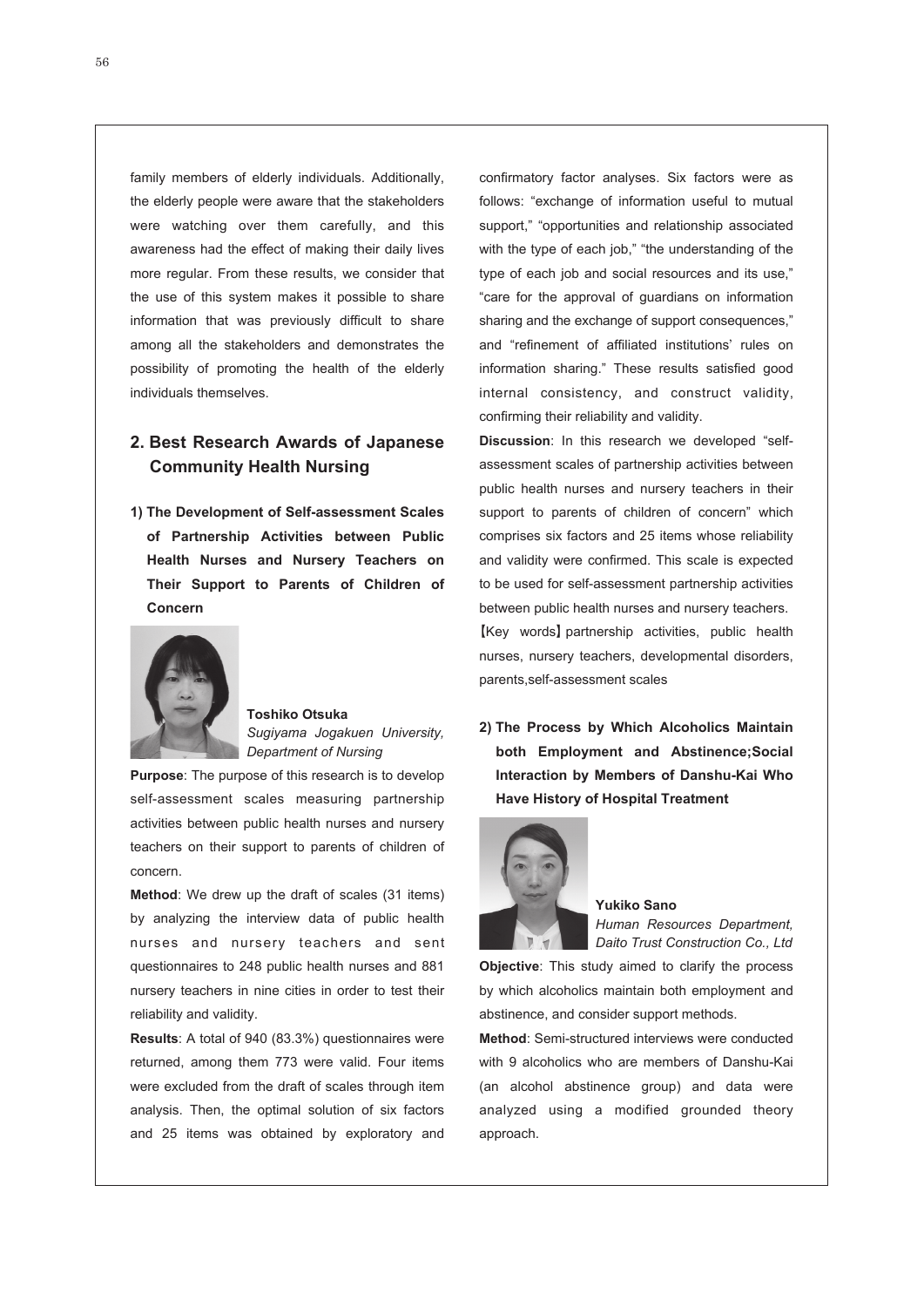family members of elderly individuals. Additionally, the elderly people were aware that the stakeholders were watching over them carefully, and this awareness had the effect of making their daily lives more regular. From these results, we consider that the use of this system makes it possible to share information that was previously difficult to share among all the stakeholders and demonstrates the possibility of promoting the health of the elderly individuals themselves.

## 2. Best Research Awards of Japanese Community Health Nursing

### 1) The Development of Self-assessment Scales of Partnership Activities between Public Health Nurses and Nursery Teachers on Their Support to Parents of Children of Concern

**Toshiko Otsuka**
*Sugiyama Jogakuen University, Department of Nursing*

**Purpose**: The purpose of this research is to develop self-assessment scales measuring partnership activities between public health nurses and nursery teachers on their support to parents of children of concern.

**Method**: We drew up the draft of scales (31 items) by analyzing the interview data of public health nurses and nursery teachers and sent questionnaires to 248 public health nurses and 881 nursery teachers in nine cities in order to test their reliability and validity.

**Results**: A total of 940 (83.3%) questionnaires were returned, among them 773 were valid. Four items were excluded from the draft of scales through item analysis. Then, the optimal solution of six factors and 25 items was obtained by exploratory and confirmatory factor analyses. Six factors were as follows: "exchange of information useful to mutual support," "opportunities and relationship associated with the type of each job," "the understanding of the type of each job and social resources and its use," "care for the approval of guardians on information sharing and the exchange of support consequences," and "refinement of affiliated institutions' rules on information sharing." These results satisfied good internal consistency, and construct validity, confirming their reliability and validity.

**Discussion**: In this research we developed "self-assessment scales of partnership activities between public health nurses and nursery teachers in their support to parents of children of concern" which comprises six factors and 25 items whose reliability and validity were confirmed. This scale is expected to be used for self-assessment partnership activities between public health nurses and nursery teachers.

【Key words】partnership activities, public health nurses, nursery teachers, developmental disorders, parents,self-assessment scales

### 2) The Process by Which Alcoholics Maintain both Employment and Abstinence;Social Interaction by Members of Danshu-Kai Who Have History of Hospital Treatment

**Yukiko Sano**
*Human Resources Department, Daito Trust Construction Co., Ltd*

**Objective**: This study aimed to clarify the process by which alcoholics maintain both employment and abstinence, and consider support methods.

**Method**: Semi-structured interviews were conducted with 9 alcoholics who are members of Danshu-Kai (an alcohol abstinence group) and data were analyzed using a modified grounded theory approach.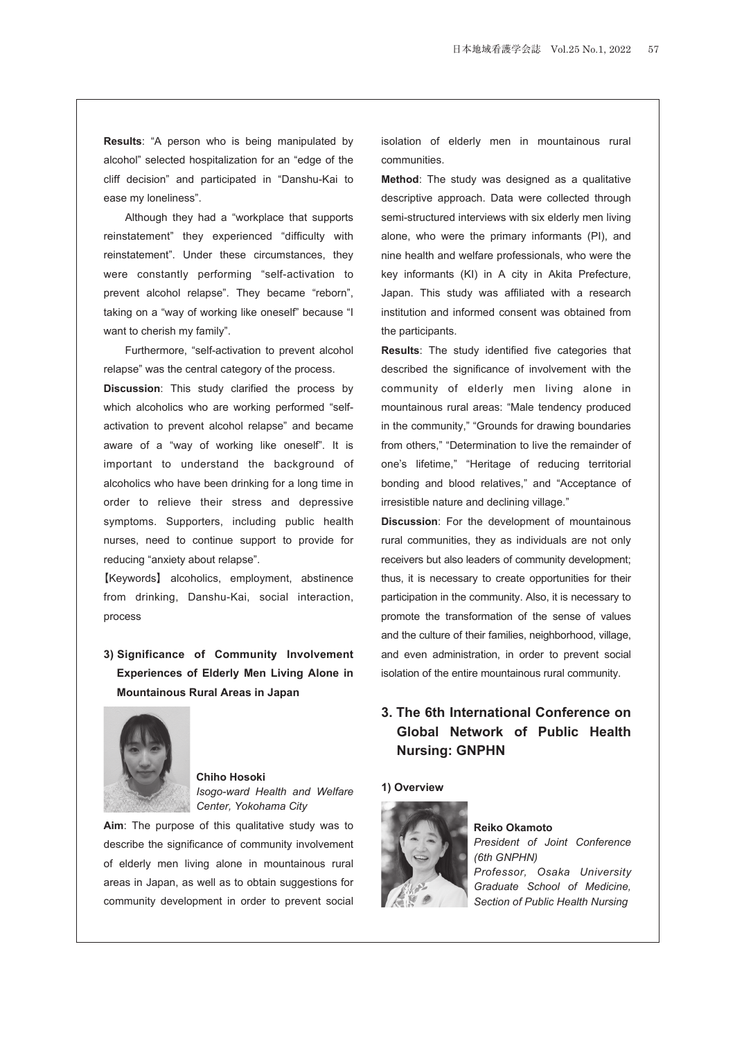**Results**: "A person who is being manipulated by alcohol" selected hospitalization for an "edge of the cliff decision" and participated in "Danshu-Kai to ease my loneliness".

Although they had a "workplace that supports reinstatement" they experienced "difficulty with reinstatement". Under these circumstances, they were constantly performing "self-activation to prevent alcohol relapse". They became "reborn", taking on a "way of working like oneself" because "I want to cherish my family".

Furthermore, "self-activation to prevent alcohol relapse" was the central category of the process.

**Discussion**: This study clarified the process by which alcoholics who are working performed "self-activation to prevent alcohol relapse" and became aware of a "way of working like oneself". It is important to understand the background of alcoholics who have been drinking for a long time in order to relieve their stress and depressive symptoms. Supporters, including public health nurses, need to continue support to provide for reducing "anxiety about relapse".

【Keywords】 alcoholics, employment, abstinence from drinking, Danshu-Kai, social interaction, process

### 3) Significance of Community Involvement Experiences of Elderly Men Living Alone in Mountainous Rural Areas in Japan

**Chiho Hosoki**
*Isogo-ward Health and Welfare Center, Yokohama City*

**Aim**: The purpose of this qualitative study was to describe the significance of community involvement of elderly men living alone in mountainous rural areas in Japan, as well as to obtain suggestions for community development in order to prevent social isolation of elderly men in mountainous rural communities.

**Method**: The study was designed as a qualitative descriptive approach. Data were collected through semi-structured interviews with six elderly men living alone, who were the primary informants (PI), and nine health and welfare professionals, who were the key informants (KI) in A city in Akita Prefecture, Japan. This study was affiliated with a research institution and informed consent was obtained from the participants.

**Results**: The study identified five categories that described the significance of involvement with the community of elderly men living alone in mountainous rural areas: "Male tendency produced in the community," "Grounds for drawing boundaries from others," "Determination to live the remainder of one's lifetime," "Heritage of reducing territorial bonding and blood relatives," and "Acceptance of irresistible nature and declining village."

**Discussion**: For the development of mountainous rural communities, they as individuals are not only receivers but also leaders of community development; thus, it is necessary to create opportunities for their participation in the community. Also, it is necessary to promote the transformation of the sense of values and the culture of their families, neighborhood, village, and even administration, in order to prevent social isolation of the entire mountainous rural community.

## 3. The 6th International Conference on Global Network of Public Health Nursing: GNPHN

### 1) Overview

**Reiko Okamoto**
*President of Joint Conference (6th GNPHN)*
*Professor, Osaka University Graduate School of Medicine, Section of Public Health Nursing*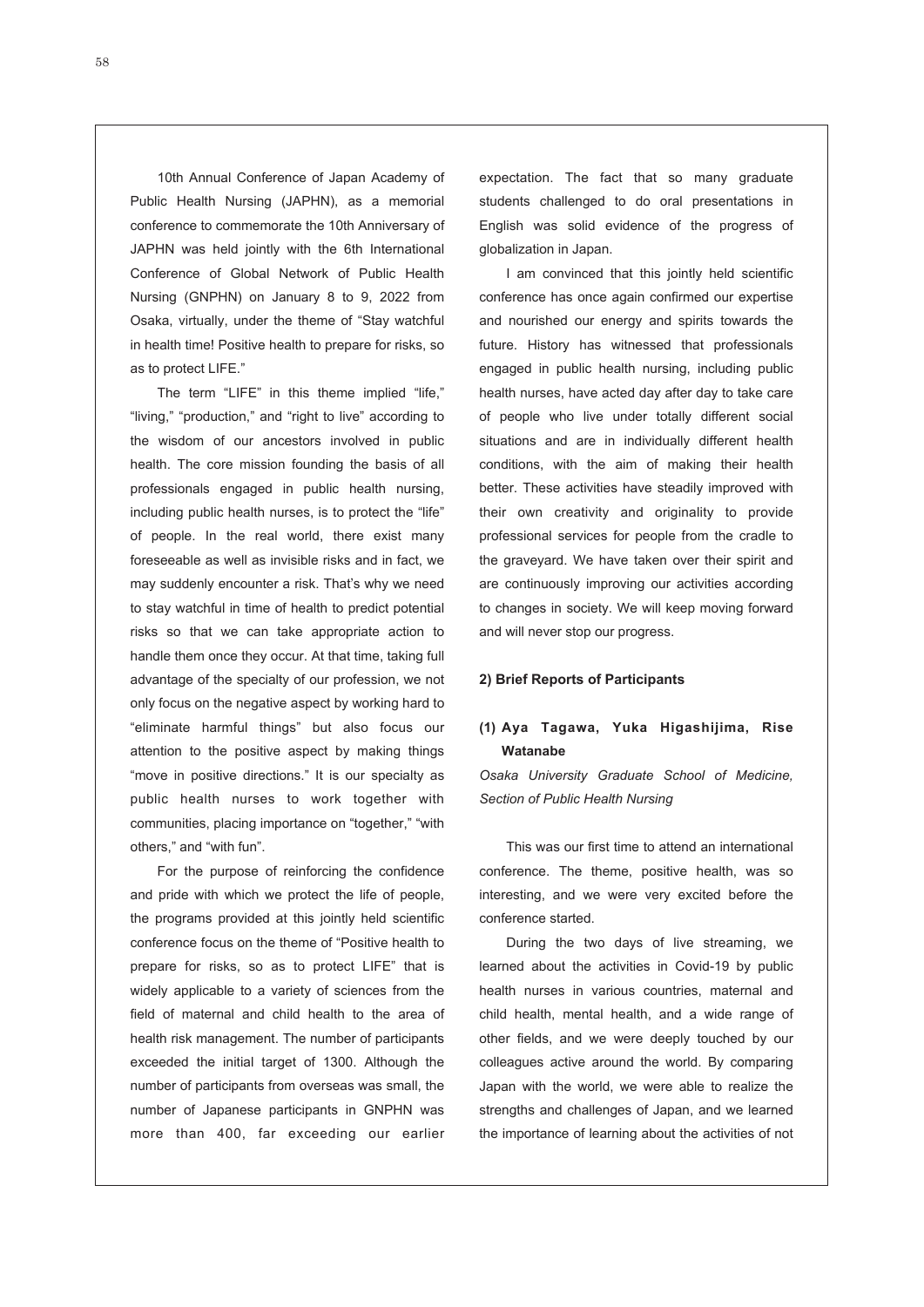10th Annual Conference of Japan Academy of Public Health Nursing (JAPHN), as a memorial conference to commemorate the 10th Anniversary of JAPHN was held jointly with the 6th International Conference of Global Network of Public Health Nursing (GNPHN) on January 8 to 9, 2022 from Osaka, virtually, under the theme of "Stay watchful in health time! Positive health to prepare for risks, so as to protect LIFE."

The term "LIFE" in this theme implied "life," "living," "production," and "right to live" according to the wisdom of our ancestors involved in public health. The core mission founding the basis of all professionals engaged in public health nursing, including public health nurses, is to protect the "life" of people. In the real world, there exist many foreseeable as well as invisible risks and in fact, we may suddenly encounter a risk. That's why we need to stay watchful in time of health to predict potential risks so that we can take appropriate action to handle them once they occur. At that time, taking full advantage of the specialty of our profession, we not only focus on the negative aspect by working hard to "eliminate harmful things" but also focus our attention to the positive aspect by making things "move in positive directions." It is our specialty as public health nurses to work together with communities, placing importance on "together," "with others," and "with fun".

For the purpose of reinforcing the confidence and pride with which we protect the life of people, the programs provided at this jointly held scientific conference focus on the theme of "Positive health to prepare for risks, so as to protect LIFE" that is widely applicable to a variety of sciences from the field of maternal and child health to the area of health risk management. The number of participants exceeded the initial target of 1300. Although the number of participants from overseas was small, the number of Japanese participants in GNPHN was more than 400, far exceeding our earlier expectation. The fact that so many graduate students challenged to do oral presentations in English was solid evidence of the progress of globalization in Japan.

I am convinced that this jointly held scientific conference has once again confirmed our expertise and nourished our energy and spirits towards the future. History has witnessed that professionals engaged in public health nursing, including public health nurses, have acted day after day to take care of people who live under totally different social situations and are in individually different health conditions, with the aim of making their health better. These activities have steadily improved with their own creativity and originality to provide professional services for people from the cradle to the graveyard. We have taken over their spirit and are continuously improving our activities according to changes in society. We will keep moving forward and will never stop our progress.

### 2) Brief Reports of Participants

#### (1) Aya Tagawa, Yuka Higashijima, Rise Watanabe

*Osaka University Graduate School of Medicine, Section of Public Health Nursing*

This was our first time to attend an international conference. The theme, positive health, was so interesting, and we were very excited before the conference started.

During the two days of live streaming, we learned about the activities in Covid-19 by public health nurses in various countries, maternal and child health, mental health, and a wide range of other fields, and we were deeply touched by our colleagues active around the world. By comparing Japan with the world, we were able to realize the strengths and challenges of Japan, and we learned the importance of learning about the activities of not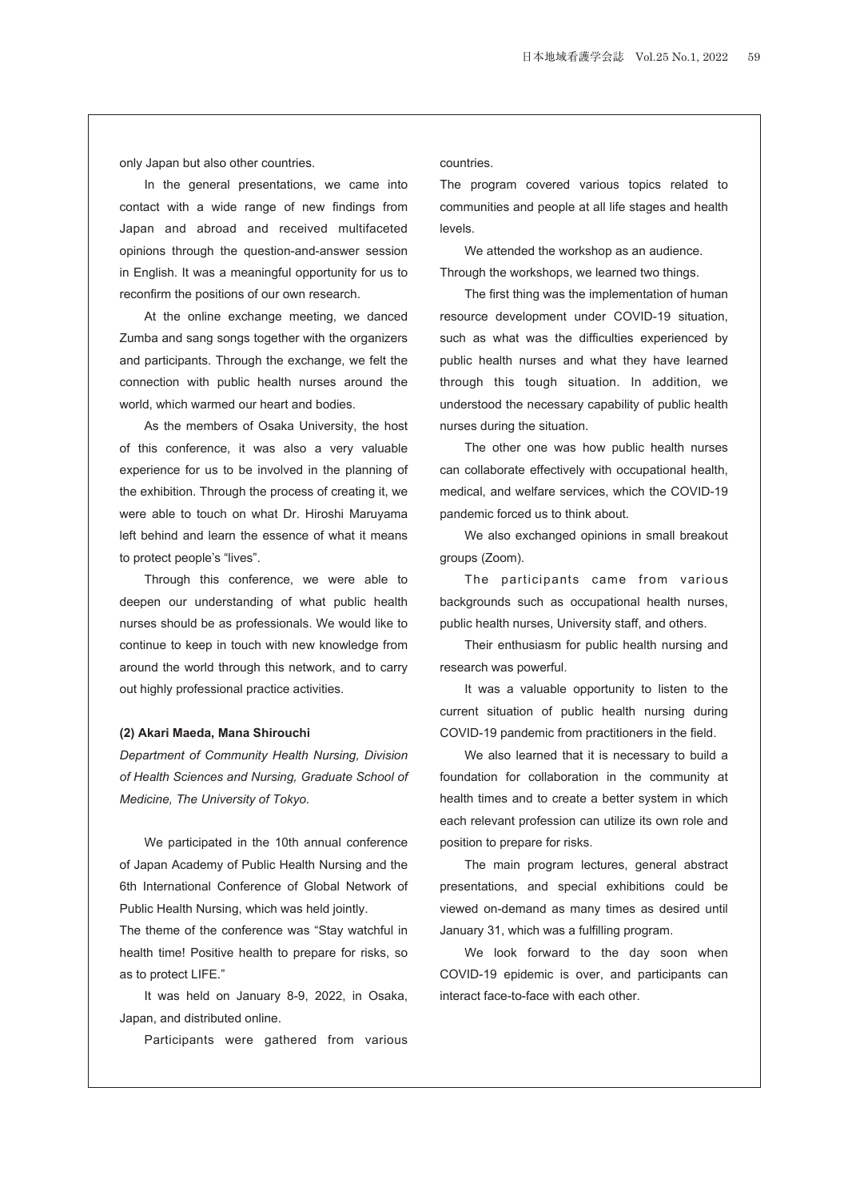only Japan but also other countries.

In the general presentations, we came into contact with a wide range of new findings from Japan and abroad and received multifaceted opinions through the question-and-answer session in English. It was a meaningful opportunity for us to reconfirm the positions of our own research.

At the online exchange meeting, we danced Zumba and sang songs together with the organizers and participants. Through the exchange, we felt the connection with public health nurses around the world, which warmed our heart and bodies.

As the members of Osaka University, the host of this conference, it was also a very valuable experience for us to be involved in the planning of the exhibition. Through the process of creating it, we were able to touch on what Dr. Hiroshi Maruyama left behind and learn the essence of what it means to protect people's "lives".

Through this conference, we were able to deepen our understanding of what public health nurses should be as professionals. We would like to continue to keep in touch with new knowledge from around the world through this network, and to carry out highly professional practice activities.

**(2) Akari Maeda, Mana Shirouchi**

*Department of Community Health Nursing, Division of Health Sciences and Nursing, Graduate School of Medicine, The University of Tokyo.*

We participated in the 10th annual conference of Japan Academy of Public Health Nursing and the 6th International Conference of Global Network of Public Health Nursing, which was held jointly.

The theme of the conference was "Stay watchful in health time! Positive health to prepare for risks, so as to protect LIFE."

It was held on January 8-9, 2022, in Osaka, Japan, and distributed online.

Participants were gathered from various countries.

The program covered various topics related to communities and people at all life stages and health levels.

We attended the workshop as an audience. Through the workshops, we learned two things.

The first thing was the implementation of human resource development under COVID-19 situation, such as what was the difficulties experienced by public health nurses and what they have learned through this tough situation. In addition, we understood the necessary capability of public health nurses during the situation.

The other one was how public health nurses can collaborate effectively with occupational health, medical, and welfare services, which the COVID-19 pandemic forced us to think about.

We also exchanged opinions in small breakout groups (Zoom).

The participants came from various backgrounds such as occupational health nurses, public health nurses, University staff, and others.

Their enthusiasm for public health nursing and research was powerful.

It was a valuable opportunity to listen to the current situation of public health nursing during COVID-19 pandemic from practitioners in the field.

We also learned that it is necessary to build a foundation for collaboration in the community at health times and to create a better system in which each relevant profession can utilize its own role and position to prepare for risks.

The main program lectures, general abstract presentations, and special exhibitions could be viewed on-demand as many times as desired until January 31, which was a fulfilling program.

We look forward to the day soon when COVID-19 epidemic is over, and participants can interact face-to-face with each other.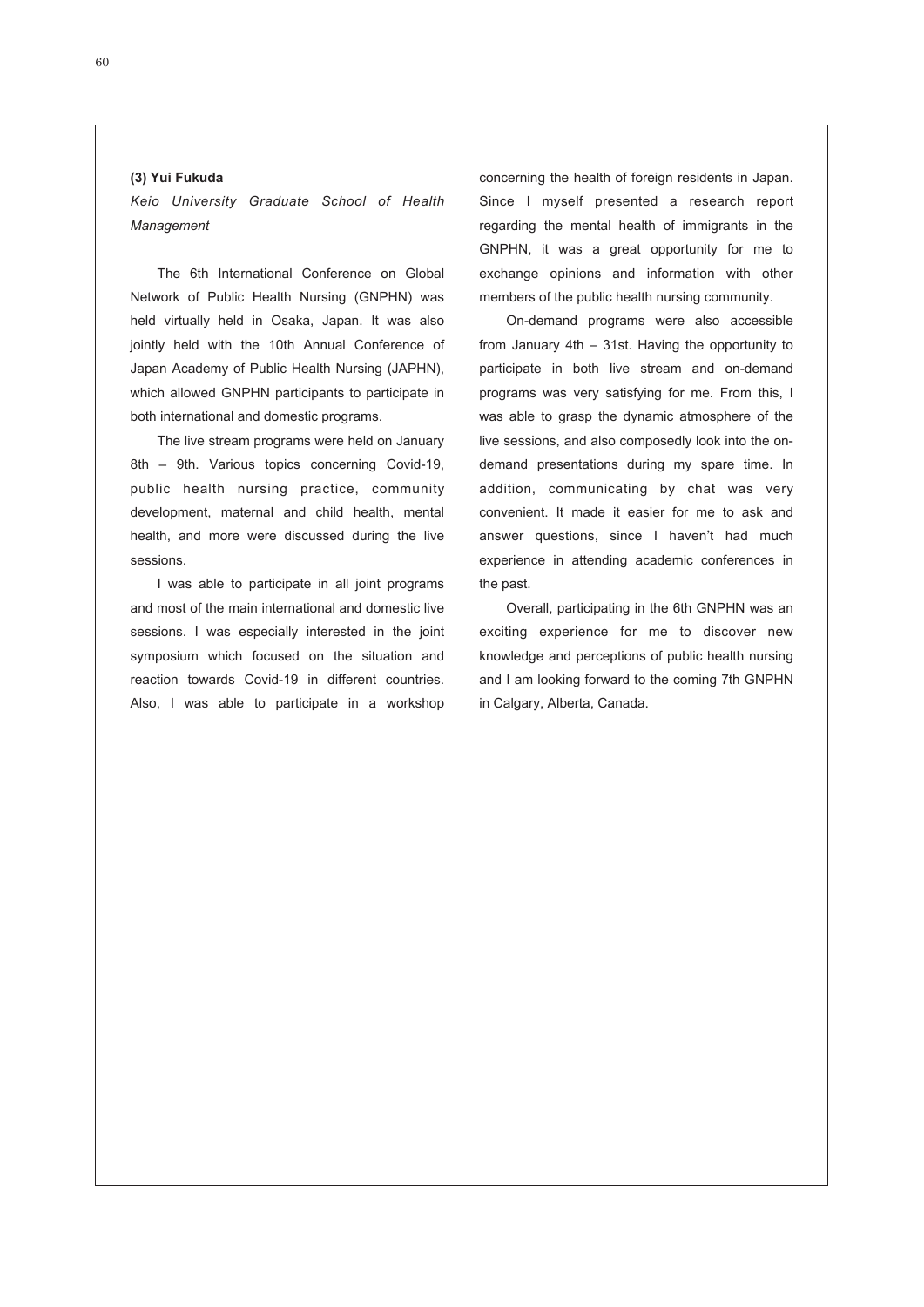### (3) Yui Fukuda

*Keio University Graduate School of Health Management*

The 6th International Conference on Global Network of Public Health Nursing (GNPHN) was held virtually held in Osaka, Japan. It was also jointly held with the 10th Annual Conference of Japan Academy of Public Health Nursing (JAPHN), which allowed GNPHN participants to participate in both international and domestic programs.

The live stream programs were held on January 8th – 9th. Various topics concerning Covid-19, public health nursing practice, community development, maternal and child health, mental health, and more were discussed during the live sessions.

I was able to participate in all joint programs and most of the main international and domestic live sessions. I was especially interested in the joint symposium which focused on the situation and reaction towards Covid-19 in different countries. Also, I was able to participate in a workshop concerning the health of foreign residents in Japan. Since I myself presented a research report regarding the mental health of immigrants in the GNPHN, it was a great opportunity for me to exchange opinions and information with other members of the public health nursing community.

On-demand programs were also accessible from January 4th – 31st. Having the opportunity to participate in both live stream and on-demand programs was very satisfying for me. From this, I was able to grasp the dynamic atmosphere of the live sessions, and also composedly look into the on-demand presentations during my spare time. In addition, communicating by chat was very convenient. It made it easier for me to ask and answer questions, since I haven't had much experience in attending academic conferences in the past.

Overall, participating in the 6th GNPHN was an exciting experience for me to discover new knowledge and perceptions of public health nursing and I am looking forward to the coming 7th GNPHN in Calgary, Alberta, Canada.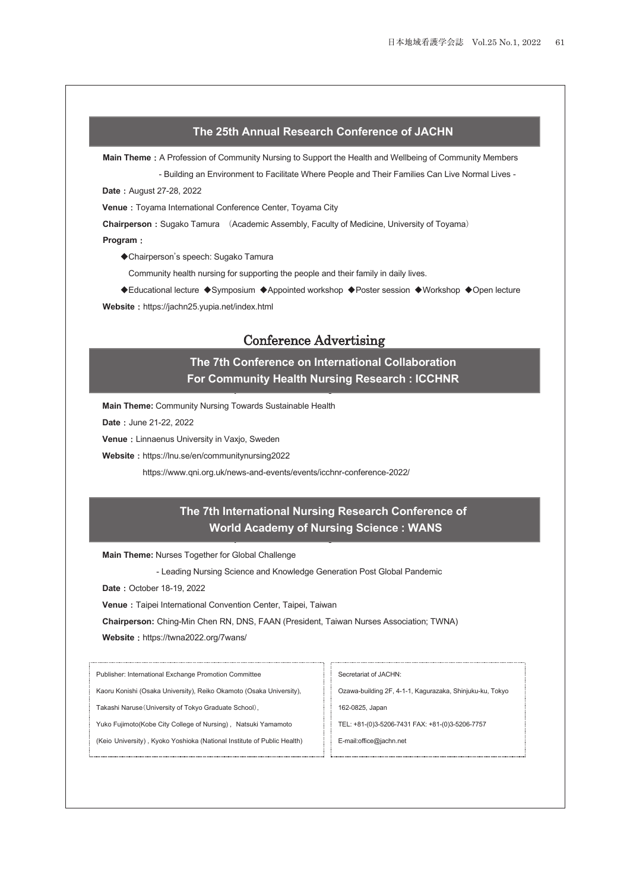## The 25th Annual Research Conference of JACHN

**Main Theme：**A Profession of Community Nursing to Support the Health and Wellbeing of Community Members

- Building an Environment to Facilitate Where People and Their Families Can Live Normal Lives -

**Date：**August 27-28, 2022

**Venue：**Toyama International Conference Center, Toyama City

**Chairperson：**Sugako Tamura （Academic Assembly, Faculty of Medicine, University of Toyama）

**Program：**

◆Chairperson's speech: Sugako Tamura

Community health nursing for supporting the people and their family in daily lives.

◆Educational lecture ◆Symposium ◆Appointed workshop ◆Poster session ◆Workshop ◆Open lecture

**Website：**https://jachn25.yupia.net/index.html

# Conference Advertising

## The 7th Conference on International Collaboration For Community Health Nursing Research : ICCHNR

**Main Theme:** Community Nursing Towards Sustainable Health

**Date：**June 21-22, 2022

**Venue：**Linnaenus University in Vaxjo, Sweden

**Website：**https://lnu.se/en/communitynursing2022

https://www.qni.org.uk/news-and-events/events/icchnr-conference-2022/

## The 7th International Nursing Research Conference of World Academy of Nursing Science : WANS

**Main Theme:** Nurses Together for Global Challenge

- Leading Nursing Science and Knowledge Generation Post Global Pandemic

**Date：**October 18-19, 2022

**Venue：**Taipei International Convention Center, Taipei, Taiwan

**Chairperson:** Ching-Min Chen RN, DNS, FAAN (President, Taiwan Nurses Association; TWNA)

**Website：**https://twna2022.org/7wans/

Publisher: International Exchange Promotion Committee
Kaoru Konishi (Osaka University), Reiko Okamoto (Osaka University),
Takashi Naruse（University of Tokyo Graduate School）,
Yuko Fujimoto(Kobe City College of Nursing) , Natsuki Yamamoto
(Keio University) , Kyoko Yoshioka (National Institute of Public Health)

Secretariat of JACHN:
Ozawa-building 2F, 4-1-1, Kagurazaka, Shinjuku-ku, Tokyo
162-0825, Japan
TEL: +81-(0)3-5206-7431 FAX: +81-(0)3-5206-7757
E-mail:office@jachn.net